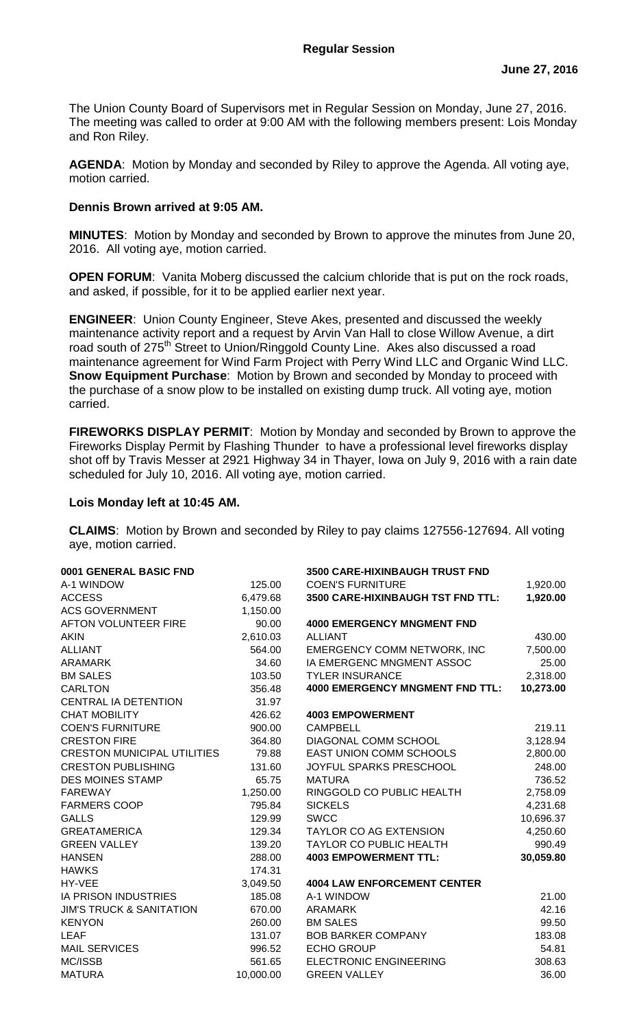**Regular Session**

**June 27, 2016**

The Union County Board of Supervisors met in Regular Session on Monday, June 27, 2016. The meeting was called to order at 9:00 AM with the following members present: Lois Monday and Ron Riley.

**AGENDA**: Motion by Monday and seconded by Riley to approve the Agenda. All voting aye, motion carried.

**Dennis Brown arrived at 9:05 AM.**

**MINUTES**: Motion by Monday and seconded by Brown to approve the minutes from June 20, 2016. All voting aye, motion carried.

**OPEN FORUM**: Vanita Moberg discussed the calcium chloride that is put on the rock roads, and asked, if possible, for it to be applied earlier next year.

**ENGINEER**: Union County Engineer, Steve Akes, presented and discussed the weekly maintenance activity report and a request by Arvin Van Hall to close Willow Avenue, a dirt road south of 275th Street to Union/Ringgold County Line. Akes also discussed a road maintenance agreement for Wind Farm Project with Perry Wind LLC and Organic Wind LLC. **Snow Equipment Purchase**: Motion by Brown and seconded by Monday to proceed with the purchase of a snow plow to be installed on existing dump truck. All voting aye, motion carried.

**FIREWORKS DISPLAY PERMIT**: Motion by Monday and seconded by Brown to approve the Fireworks Display Permit by Flashing Thunder to have a professional level fireworks display shot off by Travis Messer at 2921 Highway 34 in Thayer, Iowa on July 9, 2016 with a rain date scheduled for July 10, 2016. All voting aye, motion carried.

**Lois Monday left at 10:45 AM.**

**CLAIMS**: Motion by Brown and seconded by Riley to pay claims 127556-127694. All voting aye, motion carried.

| **0001 GENERAL BASIC FND** | |
|---|---|
| A-1 WINDOW | 125.00 |
| ACCESS | 6,479.68 |
| ACS GOVERNMENT | 1,150.00 |
| AFTON VOLUNTEER FIRE | 90.00 |
| AKIN | 2,610.03 |
| ALLIANT | 564.00 |
| ARAMARK | 34.60 |
| BM SALES | 103.50 |
| CARLTON | 356.48 |
| CENTRAL IA DETENTION | 31.97 |
| CHAT MOBILITY | 426.62 |
| COEN'S FURNITURE | 900.00 |
| CRESTON FIRE | 364.80 |
| CRESTON MUNICIPAL UTILITIES | 79.88 |
| CRESTON PUBLISHING | 131.60 |
| DES MOINES STAMP | 65.75 |
| FAREWAY | 1,250.00 |
| FARMERS COOP | 795.84 |
| GALLS | 129.99 |
| GREATAMERICA | 129.34 |
| GREEN VALLEY | 139.20 |
| HANSEN | 288.00 |
| HAWKS | 174.31 |
| HY-VEE | 3,049.50 |
| IA PRISON INDUSTRIES | 185.08 |
| JIM'S TRUCK & SANITATION | 670.00 |
| KENYON | 260.00 |
| LEAF | 131.07 |
| MAIL SERVICES | 996.52 |
| MC/ISSB | 561.65 |
| MATURA | 10,000.00 |

| **3500 CARE-HIXINBAUGH TRUST FND** | |
|---|---|
| COEN'S FURNITURE | 1,920.00 |
| **3500 CARE-HIXINBAUGH TST FND TTL:** | **1,920.00** |
| | |
| **4000 EMERGENCY MNGMENT FND** | |
| ALLIANT | 430.00 |
| EMERGENCY COMM NETWORK, INC | 7,500.00 |
| IA EMERGENC MNGMENT ASSOC | 25.00 |
| TYLER INSURANCE | 2,318.00 |
| **4000 EMERGENCY MNGMENT FND TTL:** | **10,273.00** |
| | |
| **4003 EMPOWERMENT** | |
| CAMPBELL | 219.11 |
| DIAGONAL COMM SCHOOL | 3,128.94 |
| EAST UNION COMM SCHOOLS | 2,800.00 |
| JOYFUL SPARKS PRESCHOOL | 248.00 |
| MATURA | 736.52 |
| RINGGOLD CO PUBLIC HEALTH | 2,758.09 |
| SICKELS | 4,231.68 |
| SWCC | 10,696.37 |
| TAYLOR CO AG EXTENSION | 4,250.60 |
| TAYLOR CO PUBLIC HEALTH | 990.49 |
| **4003 EMPOWERMENT TTL:** | **30,059.80** |
| | |
| **4004 LAW ENFORCEMENT CENTER** | |
| A-1 WINDOW | 21.00 |
| ARAMARK | 42.16 |
| BM SALES | 99.50 |
| BOB BARKER COMPANY | 183.08 |
| ECHO GROUP | 54.81 |
| ELECTRONIC ENGINEERING | 308.63 |
| GREEN VALLEY | 36.00 |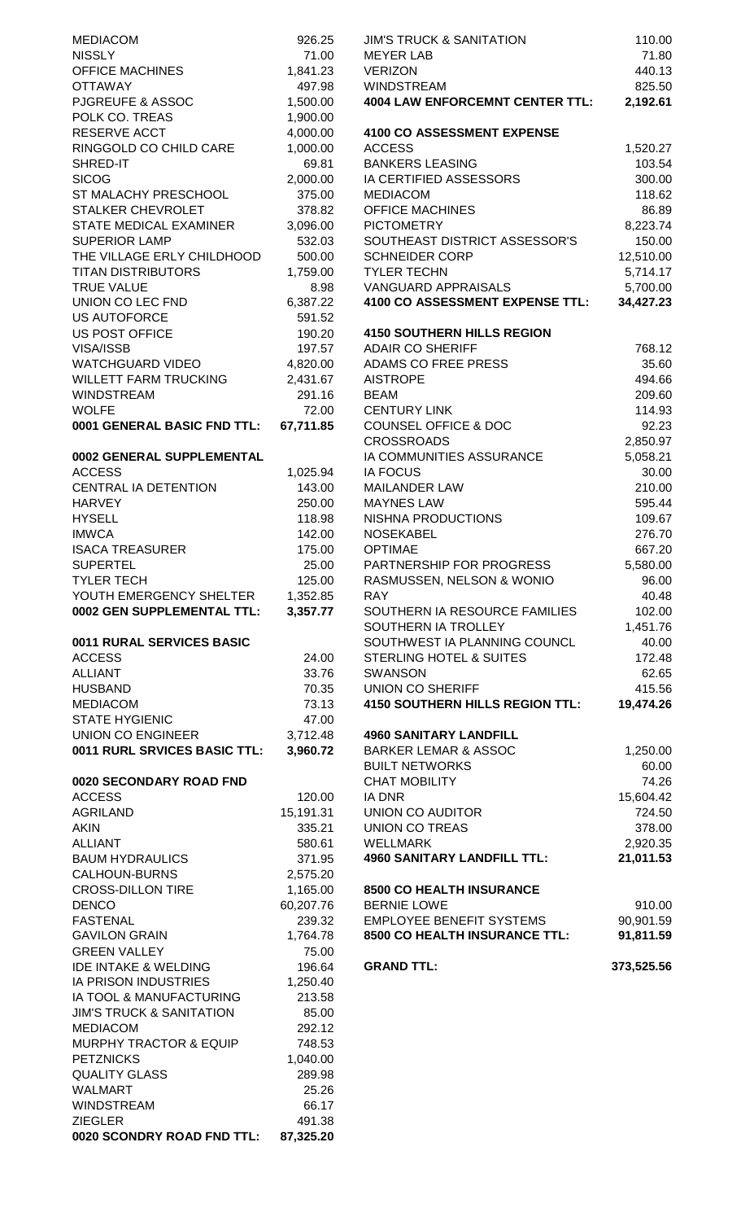| | |
|---|---|
| MEDIACOM | 926.25 |
| NISSLY | 71.00 |
| OFFICE MACHINES | 1,841.23 |
| OTTAWAY | 497.98 |
| PJGREUFE & ASSOC | 1,500.00 |
| POLK CO. TREAS | 1,900.00 |
| RESERVE ACCT | 4,000.00 |
| RINGGOLD CO CHILD CARE | 1,000.00 |
| SHRED-IT | 69.81 |
| SICOG | 2,000.00 |
| ST MALACHY PRESCHOOL | 375.00 |
| STALKER CHEVROLET | 378.82 |
| STATE MEDICAL EXAMINER | 3,096.00 |
| SUPERIOR LAMP | 532.03 |
| THE VILLAGE ERLY CHILDHOOD | 500.00 |
| TITAN DISTRIBUTORS | 1,759.00 |
| TRUE VALUE | 8.98 |
| UNION CO LEC FND | 6,387.22 |
| US AUTOFORCE | 591.52 |
| US POST OFFICE | 190.20 |
| VISA/ISSB | 197.57 |
| WATCHGUARD VIDEO | 4,820.00 |
| WILLETT FARM TRUCKING | 2,431.67 |
| WINDSTREAM | 291.16 |
| WOLFE | 72.00 |
| **0001 GENERAL BASIC FND TTL:** | **67,711.85** |

| **0002 GENERAL SUPPLEMENTAL** | |
|---|---|
| ACCESS | 1,025.94 |
| CENTRAL IA DETENTION | 143.00 |
| HARVEY | 250.00 |
| HYSELL | 118.98 |
| IMWCA | 142.00 |
| ISACA TREASURER | 175.00 |
| SUPERTEL | 25.00 |
| TYLER TECH | 125.00 |
| YOUTH EMERGENCY SHELTER | 1,352.85 |
| **0002 GEN SUPPLEMENTAL TTL:** | **3,357.77** |

| **0011 RURAL SERVICES BASIC** | |
|---|---|
| ACCESS | 24.00 |
| ALLIANT | 33.76 |
| HUSBAND | 70.35 |
| MEDIACOM | 73.13 |
| STATE HYGIENIC | 47.00 |
| UNION CO ENGINEER | 3,712.48 |
| **0011 RURL SRVICES BASIC TTL:** | **3,960.72** |

| **0020 SECONDARY ROAD FND** | |
|---|---|
| ACCESS | 120.00 |
| AGRILAND | 15,191.31 |
| AKIN | 335.21 |
| ALLIANT | 580.61 |
| BAUM HYDRAULICS | 371.95 |
| CALHOUN-BURNS | 2,575.20 |
| CROSS-DILLON TIRE | 1,165.00 |
| DENCO | 60,207.76 |
| FASTENAL | 239.32 |
| GAVILON GRAIN | 1,764.78 |
| GREEN VALLEY | 75.00 |
| IDE INTAKE & WELDING | 196.64 |
| IA PRISON INDUSTRIES | 1,250.40 |
| IA TOOL & MANUFACTURING | 213.58 |
| JIM'S TRUCK & SANITATION | 85.00 |
| MEDIACOM | 292.12 |
| MURPHY TRACTOR & EQUIP | 748.53 |
| PETZNICKS | 1,040.00 |
| QUALITY GLASS | 289.98 |
| WALMART | 25.26 |
| WINDSTREAM | 66.17 |
| ZIEGLER | 491.38 |
| **0020 SCONDRY ROAD FND TTL:** | **87,325.20** |

| | |
|---|---|
| JIM'S TRUCK & SANITATION | 110.00 |
| MEYER LAB | 71.80 |
| VERIZON | 440.13 |
| WINDSTREAM | 825.50 |
| **4004 LAW ENFORCEMNT CENTER TTL:** | **2,192.61** |

| **4100 CO ASSESSMENT EXPENSE** | |
|---|---|
| ACCESS | 1,520.27 |
| BANKERS LEASING | 103.54 |
| IA CERTIFIED ASSESSORS | 300.00 |
| MEDIACOM | 118.62 |
| OFFICE MACHINES | 86.89 |
| PICTOMETRY | 8,223.74 |
| SOUTHEAST DISTRICT ASSESSOR'S | 150.00 |
| SCHNEIDER CORP | 12,510.00 |
| TYLER TECHN | 5,714.17 |
| VANGUARD APPRAISALS | 5,700.00 |
| **4100 CO ASSESSMENT EXPENSE TTL:** | **34,427.23** |

| **4150 SOUTHERN HILLS REGION** | |
|---|---|
| ADAIR CO SHERIFF | 768.12 |
| ADAMS CO FREE PRESS | 35.60 |
| AISTROPE | 494.66 |
| BEAM | 209.60 |
| CENTURY LINK | 114.93 |
| COUNSEL OFFICE & DOC | 92.23 |
| CROSSROADS | 2,850.97 |
| IA COMMUNITIES ASSURANCE | 5,058.21 |
| IA FOCUS | 30.00 |
| MAILANDER LAW | 210.00 |
| MAYNES LAW | 595.44 |
| NISHNA PRODUCTIONS | 109.67 |
| NOSEKABEL | 276.70 |
| OPTIMAE | 667.20 |
| PARTNERSHIP FOR PROGRESS | 5,580.00 |
| RASMUSSEN, NELSON & WONIO | 96.00 |
| RAY | 40.48 |
| SOUTHERN IA RESOURCE FAMILIES | 102.00 |
| SOUTHERN IA TROLLEY | 1,451.76 |
| SOUTHWEST IA PLANNING COUNCL | 40.00 |
| STERLING HOTEL & SUITES | 172.48 |
| SWANSON | 62.65 |
| UNION CO SHERIFF | 415.56 |
| **4150 SOUTHERN HILLS REGION TTL:** | **19,474.26** |

| **4960 SANITARY LANDFILL** | |
|---|---|
| BARKER LEMAR & ASSOC | 1,250.00 |
| BUILT NETWORKS | 60.00 |
| CHAT MOBILITY | 74.26 |
| IA DNR | 15,604.42 |
| UNION CO AUDITOR | 724.50 |
| UNION CO TREAS | 378.00 |
| WELLMARK | 2,920.35 |
| **4960 SANITARY LANDFILL TTL:** | **21,011.53** |

| **8500 CO HEALTH INSURANCE** | |
|---|---|
| BERNIE LOWE | 910.00 |
| EMPLOYEE BENEFIT SYSTEMS | 90,901.59 |
| **8500 CO HEALTH INSURANCE TTL:** | **91,811.59** |

| | |
|---|---|
| **GRAND TTL:** | **373,525.56** |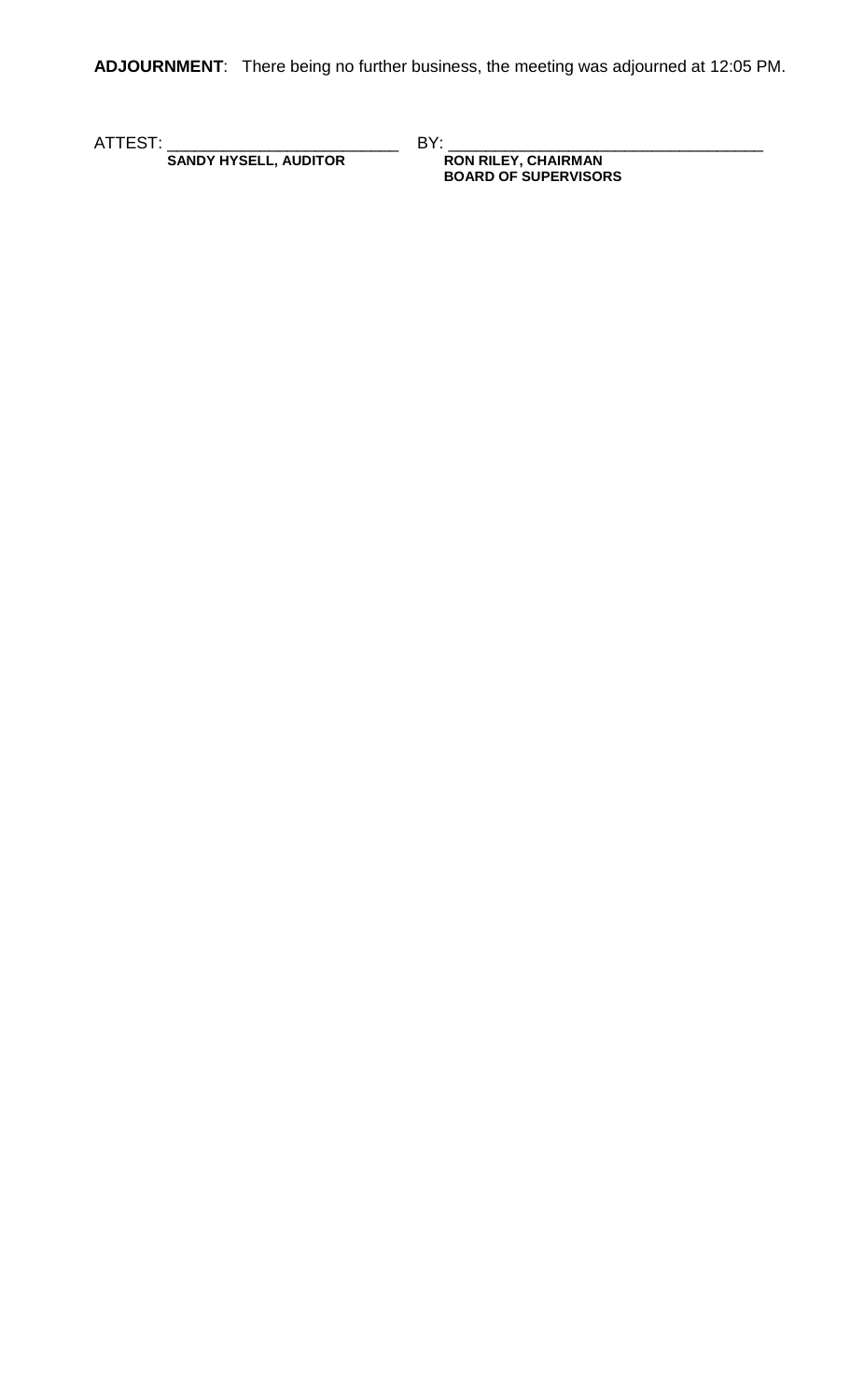**ADJOURNMENT**: There being no further business, the meeting was adjourned at 12:05 PM.

ATTEST: ___________________________ BY: ____________________________________

**SANDY HYSELL, AUDITOR**

**RON RILEY, CHAIRMAN**
**BOARD OF SUPERVISORS**